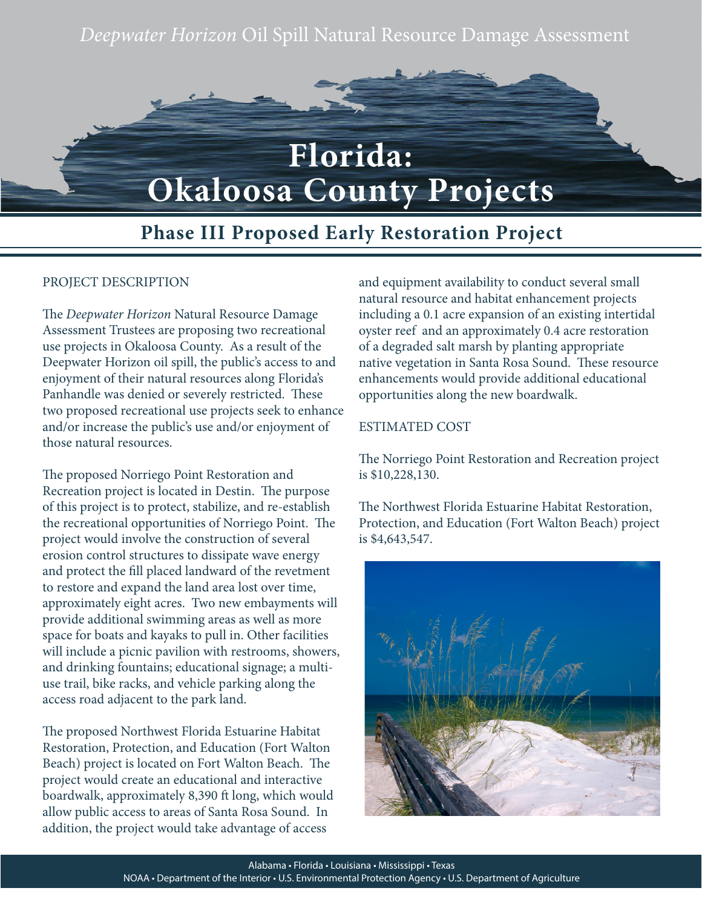*Deepwater Horizon* Oil Spill Natural Resource Damage Assessment

# Florida: Okaloosa County Projects

## Phase III Proposed Early Restoration Project

### PROJECT DESCRIPTION

The *Deepwater Horizon* Natural Resource Damage Assessment Trustees are proposing two recreational use projects in Okaloosa County. As a result of the Deepwater Horizon oil spill, the public's access to and enjoyment of their natural resources along Florida's Panhandle was denied or severely restricted. These two proposed recreational use projects seek to enhance and/or increase the public's use and/or enjoyment of those natural resources.

The proposed Norriego Point Restoration and Recreation project is located in Destin. The purpose of this project is to protect, stabilize, and re-establish the recreational opportunities of Norriego Point. The project would involve the construction of several erosion control structures to dissipate wave energy and protect the fill placed landward of the revetment to restore and expand the land area lost over time, approximately eight acres. Two new embayments will provide additional swimming areas as well as more space for boats and kayaks to pull in. Other facilities will include a picnic pavilion with restrooms, showers, and drinking fountains; educational signage; a multi-use trail, bike racks, and vehicle parking along the access road adjacent to the park land.

The proposed Northwest Florida Estuarine Habitat Restoration, Protection, and Education (Fort Walton Beach) project is located on Fort Walton Beach. The project would create an educational and interactive boardwalk, approximately 8,390 ft long, which would allow public access to areas of Santa Rosa Sound. In addition, the project would take advantage of access and equipment availability to conduct several small natural resource and habitat enhancement projects including a 0.1 acre expansion of an existing intertidal oyster reef and an approximately 0.4 acre restoration of a degraded salt marsh by planting appropriate native vegetation in Santa Rosa Sound. These resource enhancements would provide additional educational opportunities along the new boardwalk.

### ESTIMATED COST

The Norriego Point Restoration and Recreation project is $10,228,130.

The Northwest Florida Estuarine Habitat Restoration, Protection, and Education (Fort Walton Beach) project is $4,643,547.

Alabama • Florida • Louisiana • Mississippi • Texas
NOAA • Department of the Interior • U.S. Environmental Protection Agency • U.S. Department of Agriculture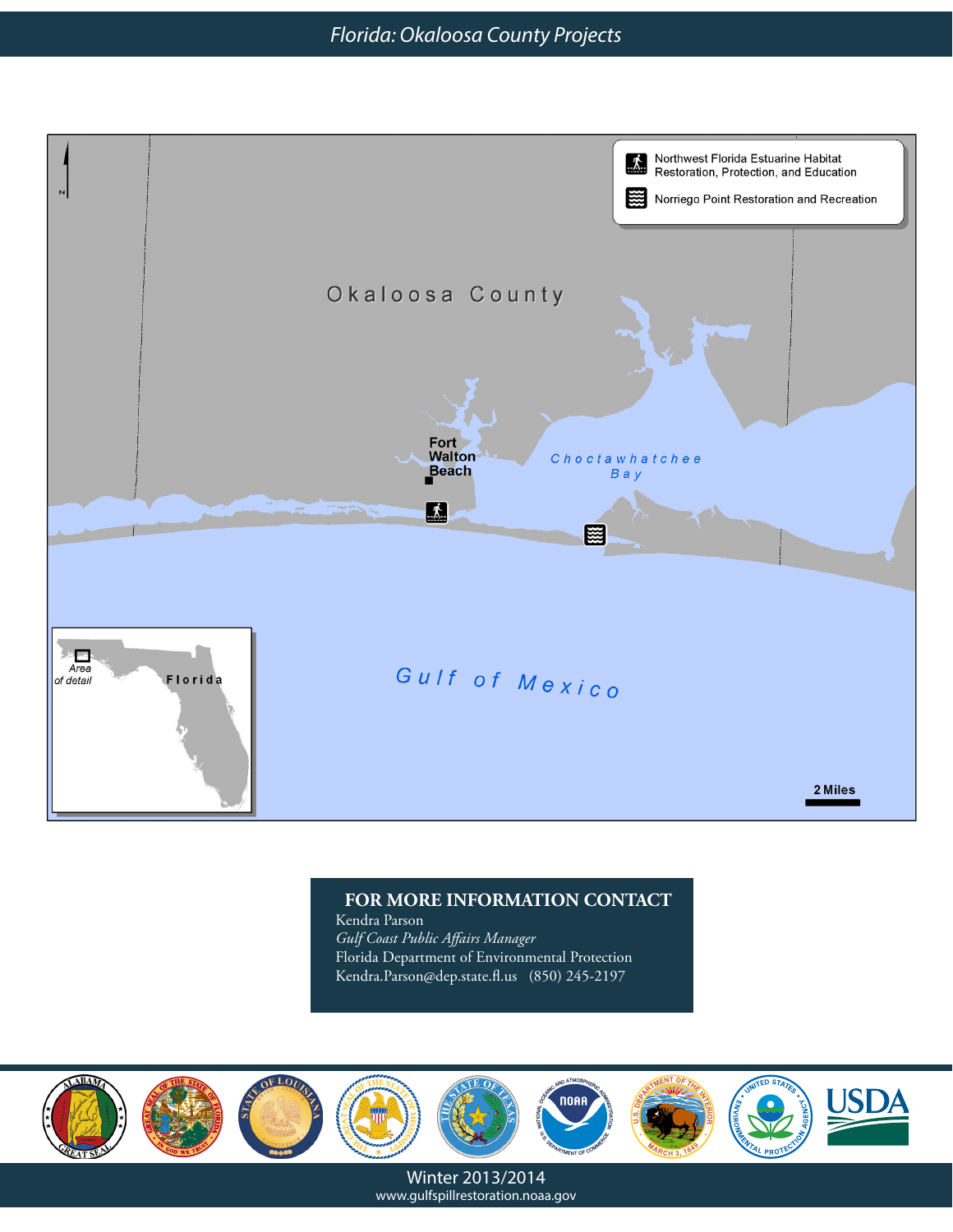# Florida: Okaloosa County Projects

Northwest Florida Estuarine Habitat Restoration, Protection, and Education

Norriego Point Restoration and Recreation

Okaloosa County

Fort Walton Beach

Choctawhatchee Bay

Gulf of Mexico

Area of detail

Florida

2 Miles

N

**FOR MORE INFORMATION CONTACT**
Kendra Parson
*Gulf Coast Public Affairs Manager*
Florida Department of Environmental Protection
Kendra.Parson@dep.state.fl.us (850) 245-2197

Winter 2013/2014
www.gulfspillrestoration.noaa.gov